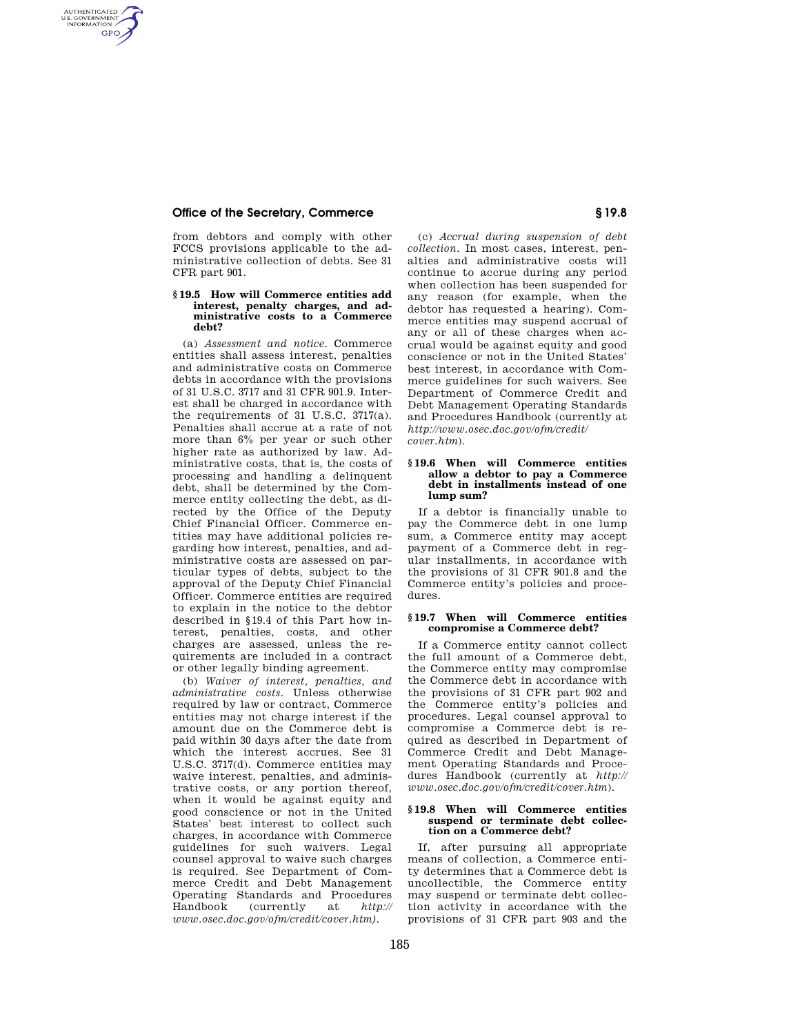from debtors and comply with other FCCS provisions applicable to the administrative collection of debts. See 31 CFR part 901.

### § 19.5 How will Commerce entities add interest, penalty charges, and administrative costs to a Commerce debt?

(a) *Assessment and notice.* Commerce entities shall assess interest, penalties and administrative costs on Commerce debts in accordance with the provisions of 31 U.S.C. 3717 and 31 CFR 901.9. Interest shall be charged in accordance with the requirements of 31 U.S.C. 3717(a). Penalties shall accrue at a rate of not more than 6% per year or such other higher rate as authorized by law. Administrative costs, that is, the costs of processing and handling a delinquent debt, shall be determined by the Commerce entity collecting the debt, as directed by the Office of the Deputy Chief Financial Officer. Commerce entities may have additional policies regarding how interest, penalties, and administrative costs are assessed on particular types of debts, subject to the approval of the Deputy Chief Financial Officer. Commerce entities are required to explain in the notice to the debtor described in §19.4 of this Part how interest, penalties, costs, and other charges are assessed, unless the requirements are included in a contract or other legally binding agreement.

(b) *Waiver of interest, penalties, and administrative costs.* Unless otherwise required by law or contract, Commerce entities may not charge interest if the amount due on the Commerce debt is paid within 30 days after the date from which the interest accrues. See 31 U.S.C. 3717(d). Commerce entities may waive interest, penalties, and administrative costs, or any portion thereof, when it would be against equity and good conscience or not in the United States' best interest to collect such charges, in accordance with Commerce guidelines for such waivers. Legal counsel approval to waive such charges is required. See Department of Commerce Credit and Debt Management Operating Standards and Procedures Handbook (currently at *http://www.osec.doc.gov/ofm/credit/cover.htm).*

(c) *Accrual during suspension of debt collection.* In most cases, interest, penalties and administrative costs will continue to accrue during any period when collection has been suspended for any reason (for example, when the debtor has requested a hearing). Commerce entities may suspend accrual of any or all of these charges when accrual would be against equity and good conscience or not in the United States' best interest, in accordance with Commerce guidelines for such waivers. See Department of Commerce Credit and Debt Management Operating Standards and Procedures Handbook (currently at *http://www.osec.doc.gov/ofm/credit/cover.htm*).

### § 19.6 When will Commerce entities allow a debtor to pay a Commerce debt in installments instead of one lump sum?

If a debtor is financially unable to pay the Commerce debt in one lump sum, a Commerce entity may accept payment of a Commerce debt in regular installments, in accordance with the provisions of 31 CFR 901.8 and the Commerce entity's policies and procedures.

### § 19.7 When will Commerce entities compromise a Commerce debt?

If a Commerce entity cannot collect the full amount of a Commerce debt, the Commerce entity may compromise the Commerce debt in accordance with the provisions of 31 CFR part 902 and the Commerce entity's policies and procedures. Legal counsel approval to compromise a Commerce debt is required as described in Department of Commerce Credit and Debt Management Operating Standards and Procedures Handbook (currently at *http://www.osec.doc.gov/ofm/credit/cover.htm*).

### § 19.8 When will Commerce entities suspend or terminate debt collection on a Commerce debt?

If, after pursuing all appropriate means of collection, a Commerce entity determines that a Commerce debt is uncollectible, the Commerce entity may suspend or terminate debt collection activity in accordance with the provisions of 31 CFR part 903 and the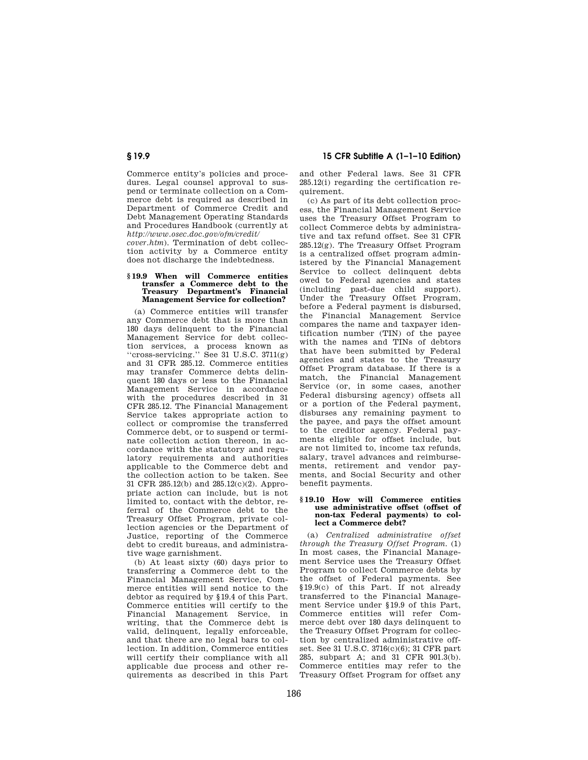Commerce entity's policies and procedures. Legal counsel approval to suspend or terminate collection on a Commerce debt is required as described in Department of Commerce Credit and Debt Management Operating Standards and Procedures Handbook (currently at *http://www.osec.doc.gov/ofm/credit/cover.htm*). Termination of debt collection activity by a Commerce entity does not discharge the indebtedness.

#### § 19.9 When will Commerce entities transfer a Commerce debt to the Treasury Department's Financial Management Service for collection?

(a) Commerce entities will transfer any Commerce debt that is more than 180 days delinquent to the Financial Management Service for debt collection services, a process known as ''cross-servicing.'' See 31 U.S.C. 3711(g) and 31 CFR 285.12. Commerce entities may transfer Commerce debts delinquent 180 days or less to the Financial Management Service in accordance with the procedures described in 31 CFR 285.12. The Financial Management Service takes appropriate action to collect or compromise the transferred Commerce debt, or to suspend or terminate collection action thereon, in accordance with the statutory and regulatory requirements and authorities applicable to the Commerce debt and the collection action to be taken. See 31 CFR 285.12(b) and 285.12(c)(2). Appropriate action can include, but is not limited to, contact with the debtor, referral of the Commerce debt to the Treasury Offset Program, private collection agencies or the Department of Justice, reporting of the Commerce debt to credit bureaus, and administrative wage garnishment.

(b) At least sixty (60) days prior to transferring a Commerce debt to the Financial Management Service, Commerce entities will send notice to the debtor as required by §19.4 of this Part. Commerce entities will certify to the Financial Management Service, in writing, that the Commerce debt is valid, delinquent, legally enforceable, and that there are no legal bars to collection. In addition, Commerce entities will certify their compliance with all applicable due process and other requirements as described in this Part and other Federal laws. See 31 CFR 285.12(i) regarding the certification requirement.

(c) As part of its debt collection process, the Financial Management Service uses the Treasury Offset Program to collect Commerce debts by administrative and tax refund offset. See 31 CFR 285.12(g). The Treasury Offset Program is a centralized offset program administered by the Financial Management Service to collect delinquent debts owed to Federal agencies and states (including past-due child support). Under the Treasury Offset Program, before a Federal payment is disbursed, the Financial Management Service compares the name and taxpayer identification number (TIN) of the payee with the names and TINs of debtors that have been submitted by Federal agencies and states to the Treasury Offset Program database. If there is a match, the Financial Management Service (or, in some cases, another Federal disbursing agency) offsets all or a portion of the Federal payment, disburses any remaining payment to the payee, and pays the offset amount to the creditor agency. Federal payments eligible for offset include, but are not limited to, income tax refunds, salary, travel advances and reimbursements, retirement and vendor payments, and Social Security and other benefit payments.

#### § 19.10 How will Commerce entities use administrative offset (offset of non-tax Federal payments) to collect a Commerce debt?

(a) *Centralized administrative offset through the Treasury Offset Program.* (1) In most cases, the Financial Management Service uses the Treasury Offset Program to collect Commerce debts by the offset of Federal payments. See §19.9(c) of this Part. If not already transferred to the Financial Management Service under §19.9 of this Part, Commerce entities will refer Commerce debt over 180 days delinquent to the Treasury Offset Program for collection by centralized administrative offset. See 31 U.S.C. 3716(c)(6); 31 CFR part 285, subpart A; and 31 CFR 901.3(b). Commerce entities may refer to the Treasury Offset Program for offset any